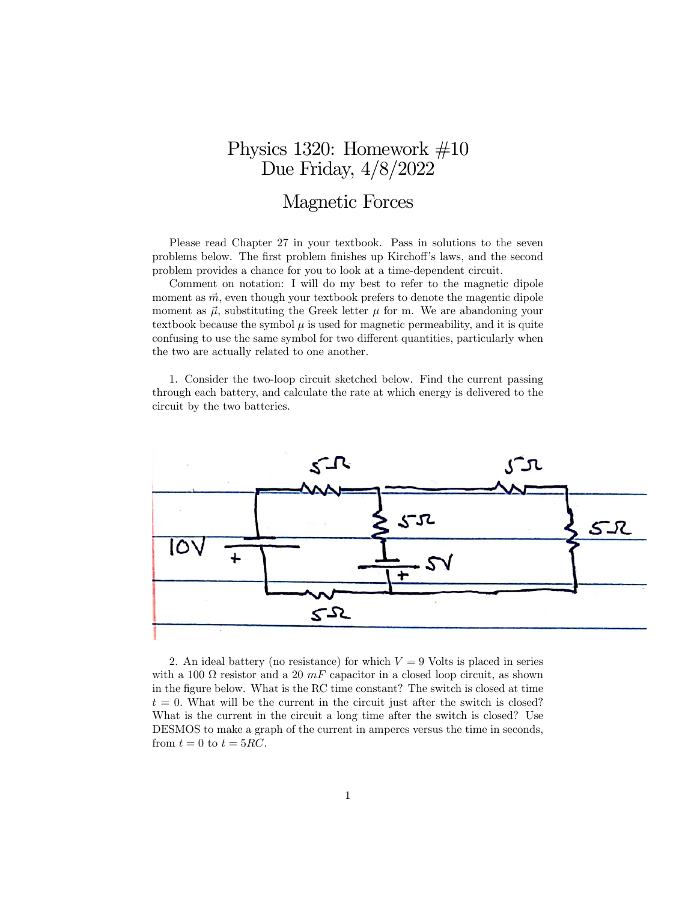# Physics 1320: Homework #10
# Due Friday, 4/8/2022

## Magnetic Forces

Please read Chapter 27 in your textbook. Pass in solutions to the seven problems below. The first problem finishes up Kirchoff's laws, and the second problem provides a chance for you to look at a time-dependent circuit.

Comment on notation: I will do my best to refer to the magnetic dipole moment as $\vec{m}$, even though your textbook prefers to denote the magentic dipole moment as $\vec{\mu}$, substituting the Greek letter $\mu$ for m. We are abandoning your textbook because the symbol $\mu$ is used for magnetic permeability, and it is quite confusing to use the same symbol for two different quantities, particularly when the two are actually related to one another.

1. Consider the two-loop circuit sketched below. Find the current passing through each battery, and calculate the rate at which energy is delivered to the circuit by the two batteries.

2. An ideal battery (no resistance) for which $V = 9$ Volts is placed in series with a 100 $\Omega$ resistor and a 20 $mF$ capacitor in a closed loop circuit, as shown in the figure below. What is the RC time constant? The switch is closed at time $t = 0$. What will be the current in the circuit just after the switch is closed? What is the current in the circuit a long time after the switch is closed? Use DESMOS to make a graph of the current in amperes versus the time in seconds, from $t = 0$ to $t = 5RC$.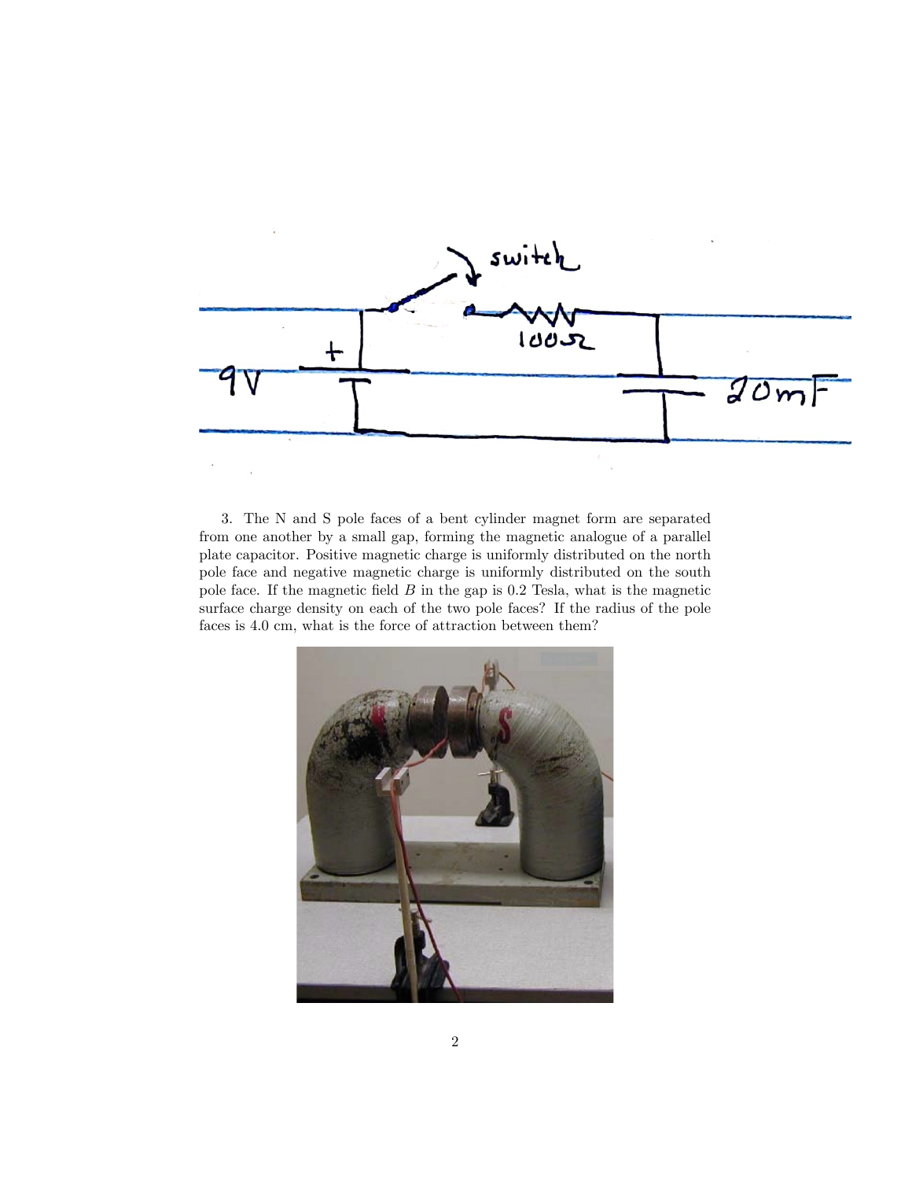3. The N and S pole faces of a bent cylinder magnet form are separated from one another by a small gap, forming the magnetic analogue of a parallel plate capacitor. Positive magnetic charge is uniformly distributed on the north pole face and negative magnetic charge is uniformly distributed on the south pole face. If the magnetic field $B$ in the gap is 0.2 Tesla, what is the magnetic surface charge density on each of the two pole faces? If the radius of the pole faces is 4.0 cm, what is the force of attraction between them?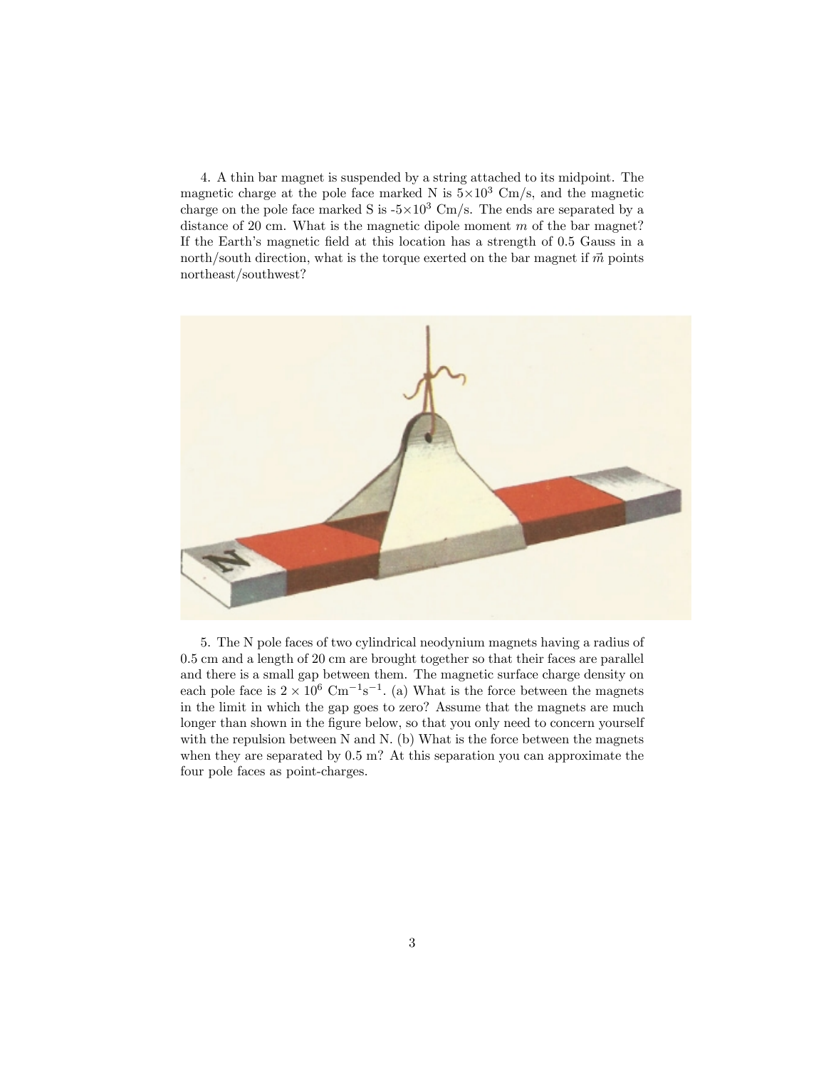4. A thin bar magnet is suspended by a string attached to its midpoint. The magnetic charge at the pole face marked N is $5\times10^3$ Cm/s, and the magnetic charge on the pole face marked S is $-5\times10^3$ Cm/s. The ends are separated by a distance of 20 cm. What is the magnetic dipole moment $m$ of the bar magnet? If the Earth's magnetic field at this location has a strength of 0.5 Gauss in a north/south direction, what is the torque exerted on the bar magnet if $\vec{m}$ points northeast/southwest?

5. The N pole faces of two cylindrical neodymium magnets having a radius of 0.5 cm and a length of 20 cm are brought together so that their faces are parallel and there is a small gap between them. The magnetic surface charge density on each pole face is $2 \times 10^6$ $\mathrm{Cm^{-1}s^{-1}}$. (a) What is the force between the magnets in the limit in which the gap goes to zero? Assume that the magnets are much longer than shown in the figure below, so that you only need to concern yourself with the repulsion between N and N. (b) What is the force between the magnets when they are separated by 0.5 m? At this separation you can approximate the four pole faces as point-charges.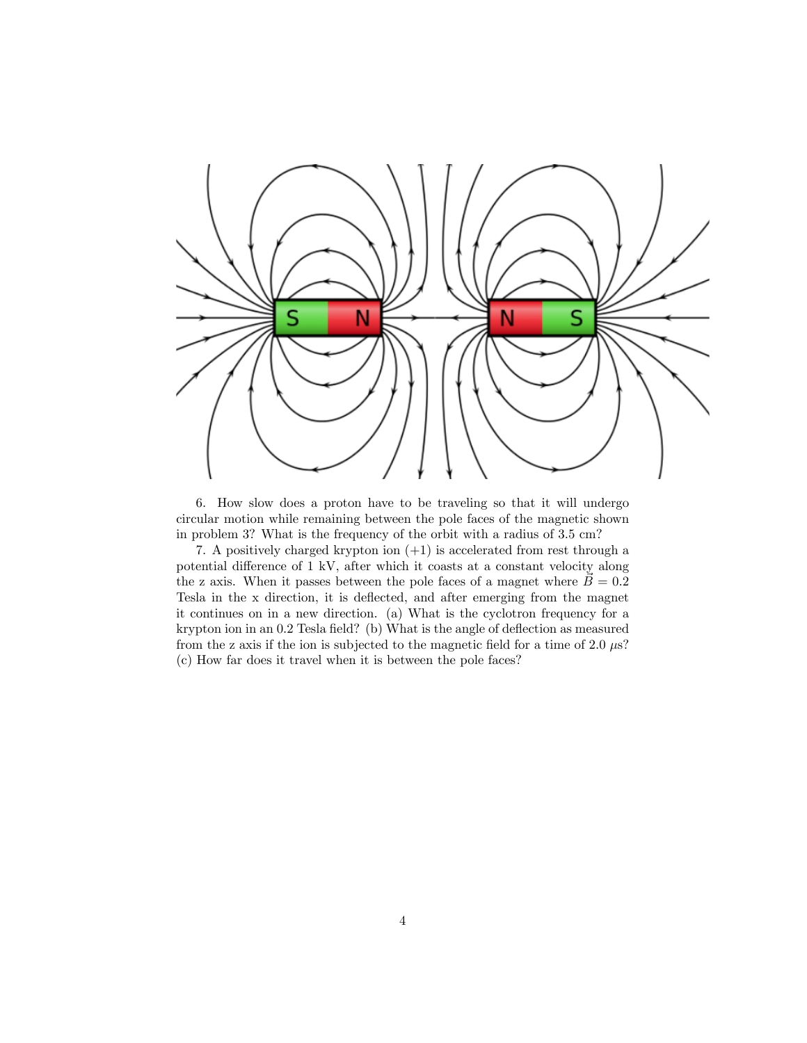S N N S

6. How slow does a proton have to be traveling so that it will undergo circular motion while remaining between the pole faces of the magnetic shown in problem 3? What is the frequency of the orbit with a radius of 3.5 cm?

7. A positively charged krypton ion (+1) is accelerated from rest through a potential difference of 1 kV, after which it coasts at a constant velocity along the z axis. When it passes between the pole faces of a magnet where $\vec{B} = 0.2$ Tesla in the x direction, it is deflected, and after emerging from the magnet it continues on in a new direction. (a) What is the cyclotron frequency for a krypton ion in an 0.2 Tesla field? (b) What is the angle of deflection as measured from the z axis if the ion is subjected to the magnetic field for a time of 2.0 $\mu$s? (c) How far does it travel when it is between the pole faces?